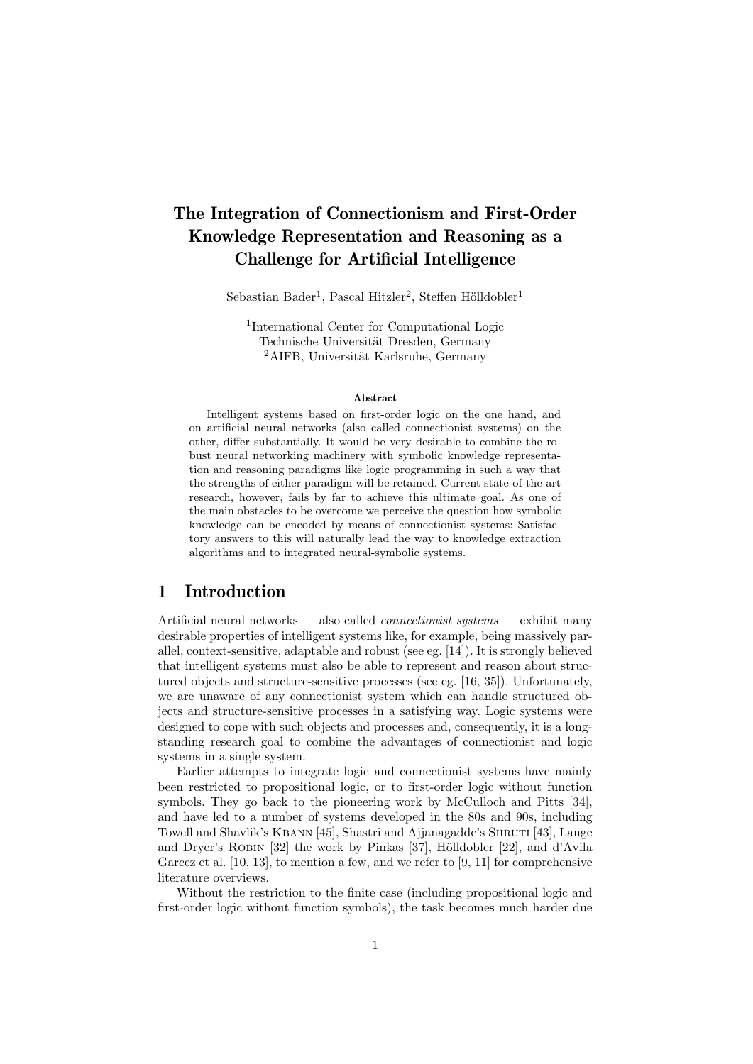# The Integration of Connectionism and First-Order Knowledge Representation and Reasoning as a Challenge for Artificial Intelligence

Sebastian Bader[1], Pascal Hitzler[2], Steffen Hölldobler[1]

[1]International Center for Computational Logic
Technische Universität Dresden, Germany
[2]AIFB, Universität Karlsruhe, Germany

**Abstract**

Intelligent systems based on first-order logic on the one hand, and on artificial neural networks (also called connectionist systems) on the other, differ substantially. It would be very desirable to combine the robust neural networking machinery with symbolic knowledge representation and reasoning paradigms like logic programming in such a way that the strengths of either paradigm will be retained. Current state-of-the-art research, however, fails by far to achieve this ultimate goal. As one of the main obstacles to be overcome we perceive the question how symbolic knowledge can be encoded by means of connectionist systems: Satisfactory answers to this will naturally lead the way to knowledge extraction algorithms and to integrated neural-symbolic systems.

## 1 Introduction

Artificial neural networks — also called *connectionist systems* — exhibit many desirable properties of intelligent systems like, for example, being massively parallel, context-sensitive, adaptable and robust (see eg. [14]). It is strongly believed that intelligent systems must also be able to represent and reason about structured objects and structure-sensitive processes (see eg. [16, 35]). Unfortunately, we are unaware of any connectionist system which can handle structured objects and structure-sensitive processes in a satisfying way. Logic systems were designed to cope with such objects and processes and, consequently, it is a long-standing research goal to combine the advantages of connectionist and logic systems in a single system.

Earlier attempts to integrate logic and connectionist systems have mainly been restricted to propositional logic, or to first-order logic without function symbols. They go back to the pioneering work by McCulloch and Pitts [34], and have led to a number of systems developed in the 80s and 90s, including Towell and Shavlik's Kbann [45], Shastri and Ajjanagadde's Shruti [43], Lange and Dryer's Robin [32] the work by Pinkas [37], Hölldobler [22], and d'Avila Garcez et al. [10, 13], to mention a few, and we refer to [9, 11] for comprehensive literature overviews.

Without the restriction to the finite case (including propositional logic and first-order logic without function symbols), the task becomes much harder due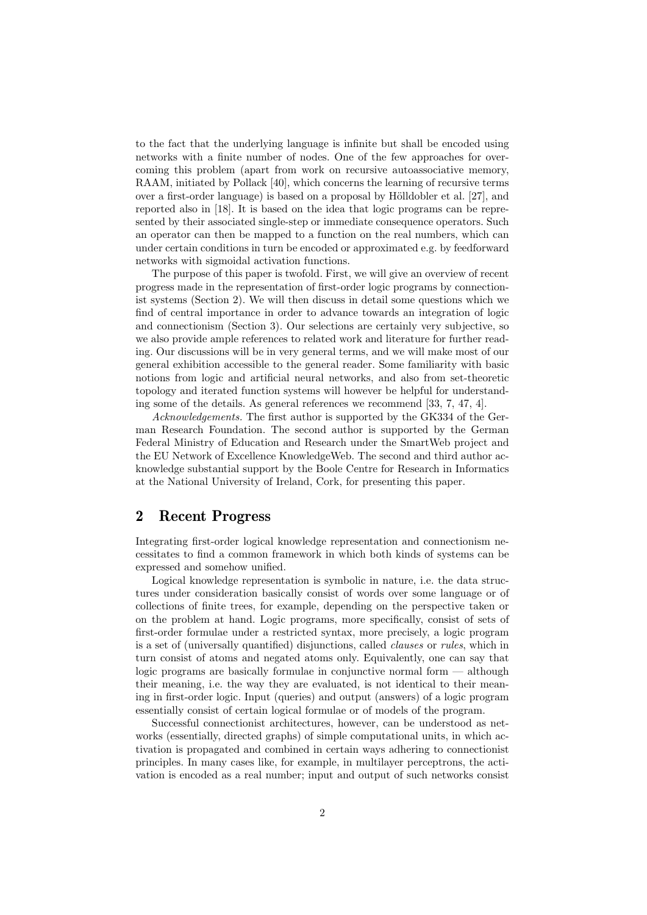to the fact that the underlying language is infinite but shall be encoded using networks with a finite number of nodes. One of the few approaches for overcoming this problem (apart from work on recursive autoassociative memory, RAAM, initiated by Pollack [40], which concerns the learning of recursive terms over a first-order language) is based on a proposal by Hölldobler et al. [27], and reported also in [18]. It is based on the idea that logic programs can be represented by their associated single-step or immediate consequence operators. Such an operator can then be mapped to a function on the real numbers, which can under certain conditions in turn be encoded or approximated e.g. by feedforward networks with sigmoidal activation functions.

The purpose of this paper is twofold. First, we will give an overview of recent progress made in the representation of first-order logic programs by connectionist systems (Section 2). We will then discuss in detail some questions which we find of central importance in order to advance towards an integration of logic and connectionism (Section 3). Our selections are certainly very subjective, so we also provide ample references to related work and literature for further reading. Our discussions will be in very general terms, and we will make most of our general exhibition accessible to the general reader. Some familiarity with basic notions from logic and artificial neural networks, and also from set-theoretic topology and iterated function systems will however be helpful for understanding some of the details. As general references we recommend [33, 7, 47, 4].

*Acknowledgements.* The first author is supported by the GK334 of the German Research Foundation. The second author is supported by the German Federal Ministry of Education and Research under the SmartWeb project and the EU Network of Excellence KnowledgeWeb. The second and third author acknowledge substantial support by the Boole Centre for Research in Informatics at the National University of Ireland, Cork, for presenting this paper.

## 2 Recent Progress

Integrating first-order logical knowledge representation and connectionism necessitates to find a common framework in which both kinds of systems can be expressed and somehow unified.

Logical knowledge representation is symbolic in nature, i.e. the data structures under consideration basically consist of words over some language or of collections of finite trees, for example, depending on the perspective taken or on the problem at hand. Logic programs, more specifically, consist of sets of first-order formulae under a restricted syntax, more precisely, a logic program is a set of (universally quantified) disjunctions, called *clauses* or *rules*, which in turn consist of atoms and negated atoms only. Equivalently, one can say that logic programs are basically formulae in conjunctive normal form — although their meaning, i.e. the way they are evaluated, is not identical to their meaning in first-order logic. Input (queries) and output (answers) of a logic program essentially consist of certain logical formulae or of models of the program.

Successful connectionist architectures, however, can be understood as networks (essentially, directed graphs) of simple computational units, in which activation is propagated and combined in certain ways adhering to connectionist principles. In many cases like, for example, in multilayer perceptrons, the activation is encoded as a real number; input and output of such networks consist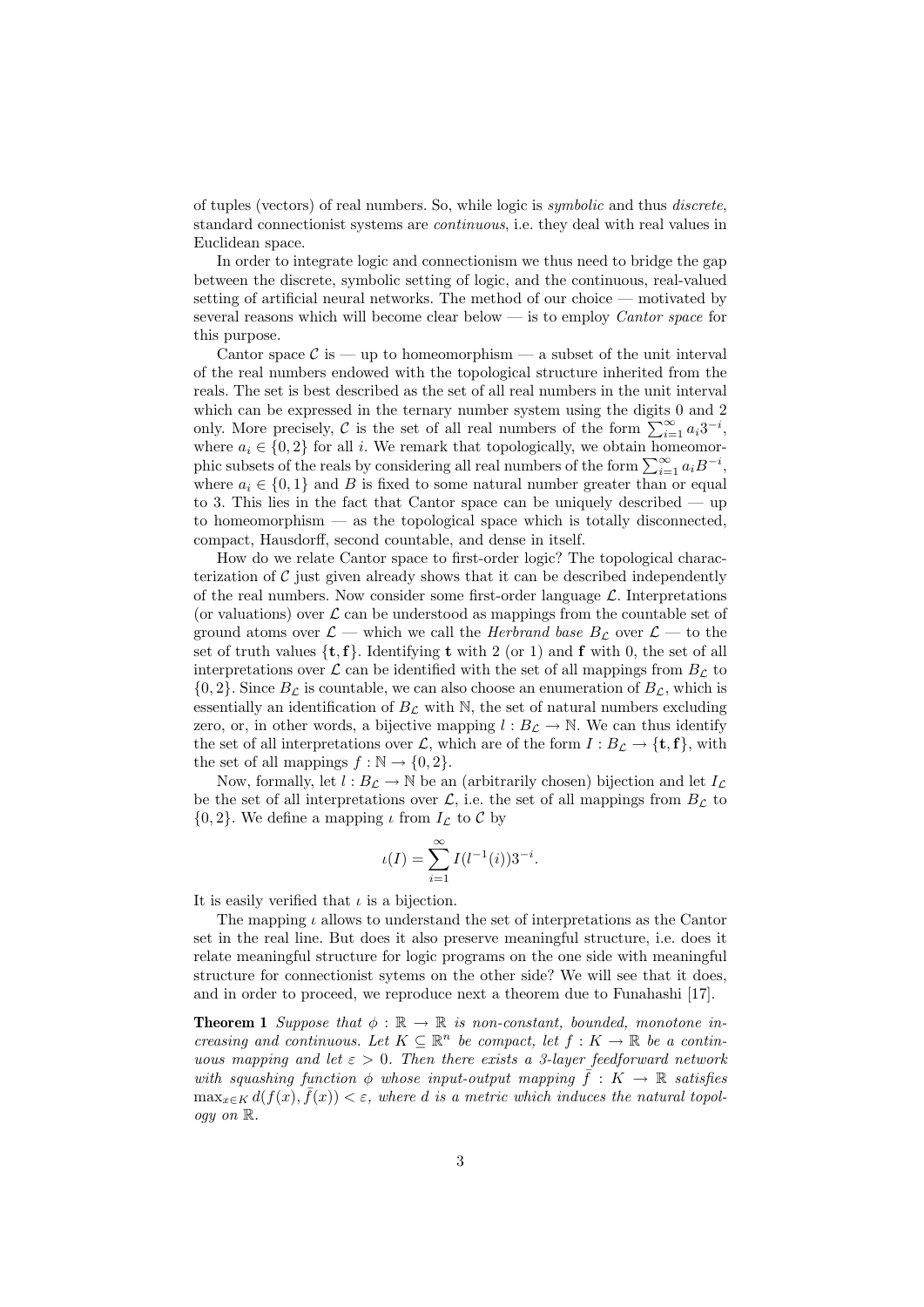of tuples (vectors) of real numbers. So, while logic is *symbolic* and thus *discrete*, standard connectionist systems are *continuous*, i.e. they deal with real values in Euclidean space.

In order to integrate logic and connectionism we thus need to bridge the gap between the discrete, symbolic setting of logic, and the continuous, real-valued setting of artificial neural networks. The method of our choice — motivated by several reasons which will become clear below — is to employ *Cantor space* for this purpose.

Cantor space $\mathcal{C}$ is — up to homeomorphism — a subset of the unit interval of the real numbers endowed with the topological structure inherited from the reals. The set is best described as the set of all real numbers in the unit interval which can be expressed in the ternary number system using the digits 0 and 2 only. More precisely, $\mathcal{C}$ is the set of all real numbers of the form $\sum_{i=1}^{\infty} a_i 3^{-i}$, where $a_i \in \{0, 2\}$ for all $i$. We remark that topologically, we obtain homeomorphic subsets of the reals by considering all real numbers of the form $\sum_{i=1}^{\infty} a_i B^{-i}$, where $a_i \in \{0, 1\}$ and $B$ is fixed to some natural number greater than or equal to 3. This lies in the fact that Cantor space can be uniquely described — up to homeomorphism — as the topological space which is totally disconnected, compact, Hausdorff, second countable, and dense in itself.

How do we relate Cantor space to first-order logic? The topological characterization of $\mathcal{C}$ just given already shows that it can be described independently of the real numbers. Now consider some first-order language $\mathcal{L}$. Interpretations (or valuations) over $\mathcal{L}$ can be understood as mappings from the countable set of ground atoms over $\mathcal{L}$ — which we call the *Herbrand base* $B_{\mathcal{L}}$ over $\mathcal{L}$ — to the set of truth values $\{\mathbf{t}, \mathbf{f}\}$. Identifying $\mathbf{t}$ with 2 (or 1) and $\mathbf{f}$ with 0, the set of all interpretations over $\mathcal{L}$ can be identified with the set of all mappings from $B_{\mathcal{L}}$ to $\{0, 2\}$. Since $B_{\mathcal{L}}$ is countable, we can also choose an enumeration of $B_{\mathcal{L}}$, which is essentially an identification of $B_{\mathcal{L}}$ with $\mathbb{N}$, the set of natural numbers excluding zero, or, in other words, a bijective mapping $l : B_{\mathcal{L}} \to \mathbb{N}$. We can thus identify the set of all interpretations over $\mathcal{L}$, which are of the form $I : B_{\mathcal{L}} \to \{\mathbf{t}, \mathbf{f}\}$, with the set of all mappings $f : \mathbb{N} \to \{0, 2\}$.

Now, formally, let $l : B_{\mathcal{L}} \to \mathbb{N}$ be an (arbitrarily chosen) bijection and let $I_{\mathcal{L}}$ be the set of all interpretations over $\mathcal{L}$, i.e. the set of all mappings from $B_{\mathcal{L}}$ to $\{0, 2\}$. We define a mapping $\iota$ from $I_{\mathcal{L}}$ to $\mathcal{C}$ by

$$\iota(I) = \sum_{i=1}^{\infty} I(l^{-1}(i)) 3^{-i}.$$

It is easily verified that $\iota$ is a bijection.

The mapping $\iota$ allows to understand the set of interpretations as the Cantor set in the real line. But does it also preserve meaningful structure, i.e. does it relate meaningful structure for logic programs on the one side with meaningful structure for connectionist sytems on the other side? We will see that it does, and in order to proceed, we reproduce next a theorem due to Funahashi [17].

**Theorem 1** *Suppose that $\phi : \mathbb{R} \to \mathbb{R}$ is non-constant, bounded, monotone increasing and continuous. Let $K \subseteq \mathbb{R}^n$ be compact, let $f : K \to \mathbb{R}$ be a continuous mapping and let $\varepsilon > 0$. Then there exists a 3-layer feedforward network with squashing function $\phi$ whose input-output mapping $\bar{f} : K \to \mathbb{R}$ satisfies $\max_{x \in K} d(f(x), \bar{f}(x)) < \varepsilon$, where $d$ is a metric which induces the natural topology on $\mathbb{R}$.*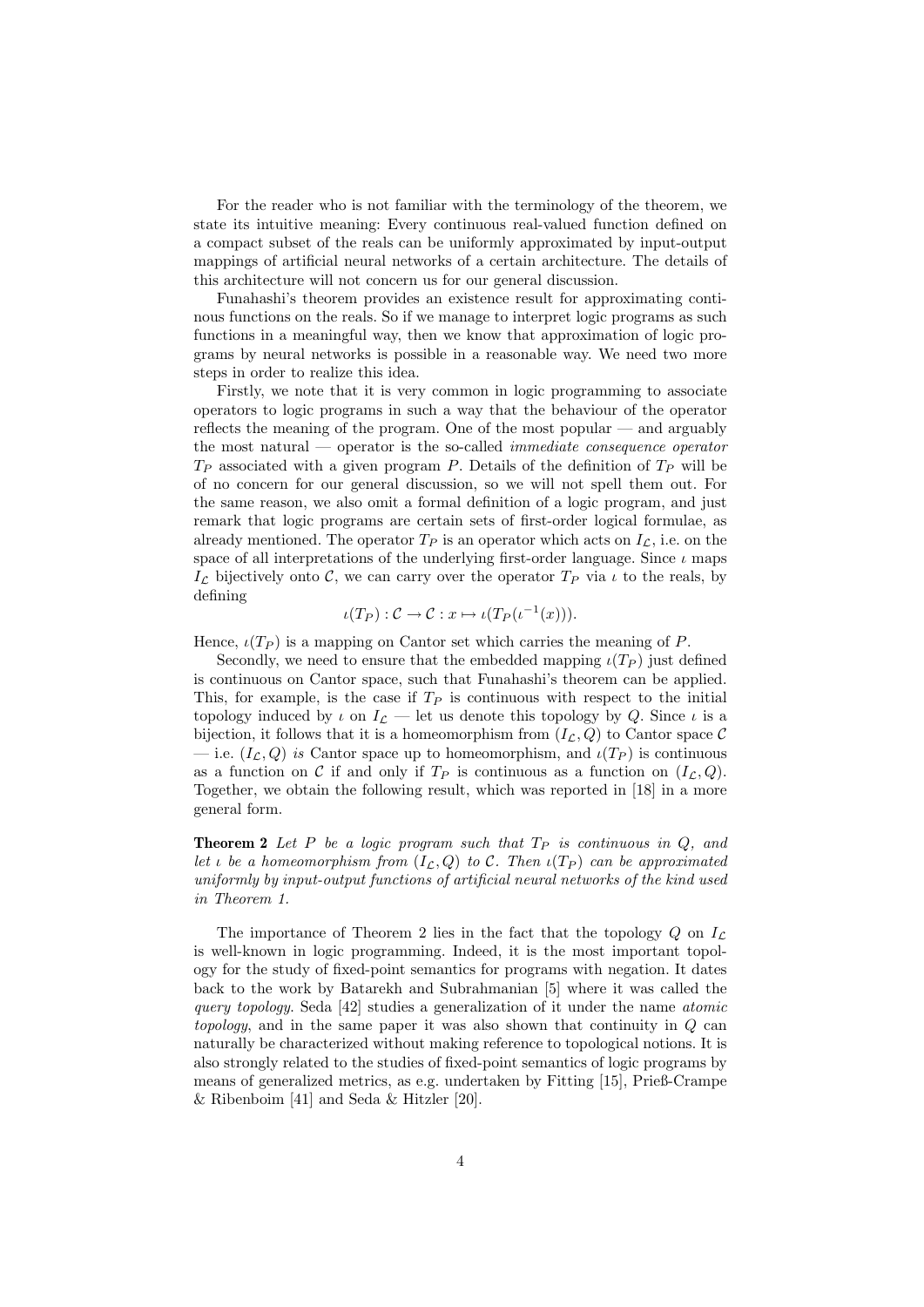For the reader who is not familiar with the terminology of the theorem, we state its intuitive meaning: Every continuous real-valued function defined on a compact subset of the reals can be uniformly approximated by input-output mappings of artificial neural networks of a certain architecture. The details of this architecture will not concern us for our general discussion.

Funahashi's theorem provides an existence result for approximating continuous functions on the reals. So if we manage to interpret logic programs as such functions in a meaningful way, then we know that approximation of logic programs by neural networks is possible in a reasonable way. We need two more steps in order to realize this idea.

Firstly, we note that it is very common in logic programming to associate operators to logic programs in such a way that the behaviour of the operator reflects the meaning of the program. One of the most popular — and arguably the most natural — operator is the so-called *immediate consequence operator* $T_P$ associated with a given program $P$. Details of the definition of $T_P$ will be of no concern for our general discussion, so we will not spell them out. For the same reason, we also omit a formal definition of a logic program, and just remark that logic programs are certain sets of first-order logical formulae, as already mentioned. The operator $T_P$ is an operator which acts on $I_{\mathcal{L}}$, i.e. on the space of all interpretations of the underlying first-order language. Since $\iota$ maps $I_{\mathcal{L}}$ bijectively onto $\mathcal{C}$, we can carry over the operator $T_P$ via $\iota$ to the reals, by defining

$$\iota(T_P) : \mathcal{C} \to \mathcal{C} : x \mapsto \iota(T_P(\iota^{-1}(x))).$$

Hence, $\iota(T_P)$ is a mapping on Cantor set which carries the meaning of $P$.

Secondly, we need to ensure that the embedded mapping $\iota(T_P)$ just defined is continuous on Cantor space, such that Funahashi's theorem can be applied. This, for example, is the case if $T_P$ is continuous with respect to the initial topology induced by $\iota$ on $I_{\mathcal{L}}$ — let us denote this topology by $Q$. Since $\iota$ is a bijection, it follows that it is a homeomorphism from $(I_{\mathcal{L}}, Q)$ to Cantor space $\mathcal{C}$ — i.e. $(I_{\mathcal{L}}, Q)$ *is* Cantor space up to homeomorphism, and $\iota(T_P)$ is continuous as a function on $\mathcal{C}$ if and only if $T_P$ is continuous as a function on $(I_{\mathcal{L}}, Q)$. Together, we obtain the following result, which was reported in [18] in a more general form.

**Theorem 2** *Let $P$ be a logic program such that $T_P$ is continuous in $Q$, and let $\iota$ be a homeomorphism from $(I_{\mathcal{L}}, Q)$ to $\mathcal{C}$. Then $\iota(T_P)$ can be approximated uniformly by input-output functions of artificial neural networks of the kind used in Theorem 1.*

The importance of Theorem 2 lies in the fact that the topology $Q$ on $I_{\mathcal{L}}$ is well-known in logic programming. Indeed, it is the most important topology for the study of fixed-point semantics for programs with negation. It dates back to the work by Batarekh and Subrahmanian [5] where it was called the *query topology*. Seda [42] studies a generalization of it under the name *atomic topology*, and in the same paper it was also shown that continuity in $Q$ can naturally be characterized without making reference to topological notions. It is also strongly related to the studies of fixed-point semantics of logic programs by means of generalized metrics, as e.g. undertaken by Fitting [15], Prieß-Crampe & Ribenboim [41] and Seda & Hitzler [20].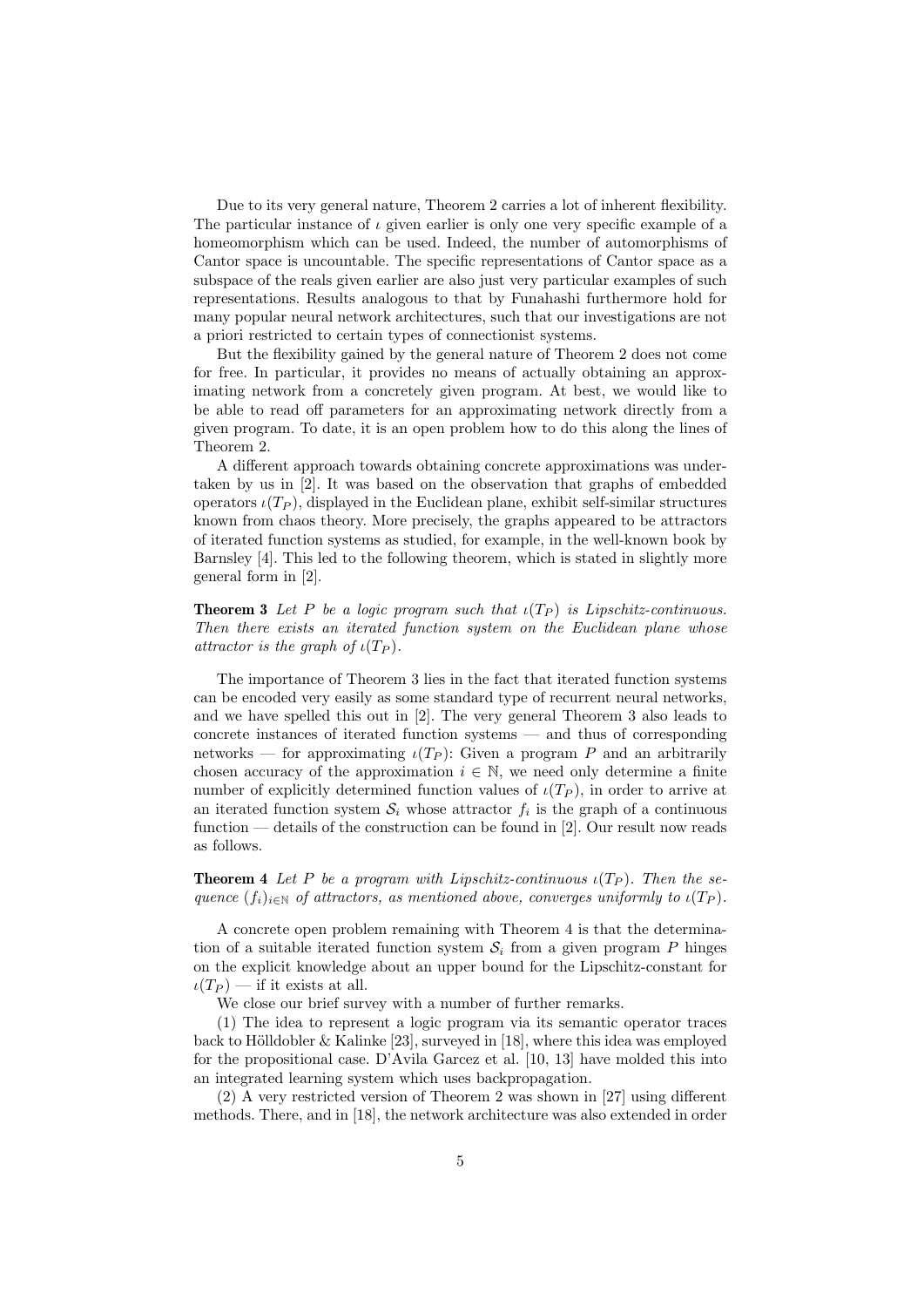Due to its very general nature, Theorem 2 carries a lot of inherent flexibility. The particular instance of $\iota$ given earlier is only one very specific example of a homeomorphism which can be used. Indeed, the number of automorphisms of Cantor space is uncountable. The specific representations of Cantor space as a subspace of the reals given earlier are also just very particular examples of such representations. Results analogous to that by Funahashi furthermore hold for many popular neural network architectures, such that our investigations are not a priori restricted to certain types of connectionist systems.

But the flexibility gained by the general nature of Theorem 2 does not come for free. In particular, it provides no means of actually obtaining an approximating network from a concretely given program. At best, we would like to be able to read off parameters for an approximating network directly from a given program. To date, it is an open problem how to do this along the lines of Theorem 2.

A different approach towards obtaining concrete approximations was undertaken by us in [2]. It was based on the observation that graphs of embedded operators $\iota(T_P)$, displayed in the Euclidean plane, exhibit self-similar structures known from chaos theory. More precisely, the graphs appeared to be attractors of iterated function systems as studied, for example, in the well-known book by Barnsley [4]. This led to the following theorem, which is stated in slightly more general form in [2].

**Theorem 3** *Let $P$ be a logic program such that $\iota(T_P)$ is Lipschitz-continuous. Then there exists an iterated function system on the Euclidean plane whose attractor is the graph of $\iota(T_P)$.*

The importance of Theorem 3 lies in the fact that iterated function systems can be encoded very easily as some standard type of recurrent neural networks, and we have spelled this out in [2]. The very general Theorem 3 also leads to concrete instances of iterated function systems — and thus of corresponding networks — for approximating $\iota(T_P)$: Given a program $P$ and an arbitrarily chosen accuracy of the approximation $i \in \mathbb{N}$, we need only determine a finite number of explicitly determined function values of $\iota(T_P)$, in order to arrive at an iterated function system $\mathcal{S}_i$ whose attractor $f_i$ is the graph of a continuous function — details of the construction can be found in [2]. Our result now reads as follows.

**Theorem 4** *Let $P$ be a program with Lipschitz-continuous $\iota(T_P)$. Then the sequence $(f_i)_{i\in\mathbb{N}}$ of attractors, as mentioned above, converges uniformly to $\iota(T_P)$.*

A concrete open problem remaining with Theorem 4 is that the determination of a suitable iterated function system $\mathcal{S}_i$ from a given program $P$ hinges on the explicit knowledge about an upper bound for the Lipschitz-constant for $\iota(T_P)$ — if it exists at all.

We close our brief survey with a number of further remarks.

(1) The idea to represent a logic program via its semantic operator traces back to Hölldobler & Kalinke [23], surveyed in [18], where this idea was employed for the propositional case. D'Avila Garcez et al. [10, 13] have molded this into an integrated learning system which uses backpropagation.

(2) A very restricted version of Theorem 2 was shown in [27] using different methods. There, and in [18], the network architecture was also extended in order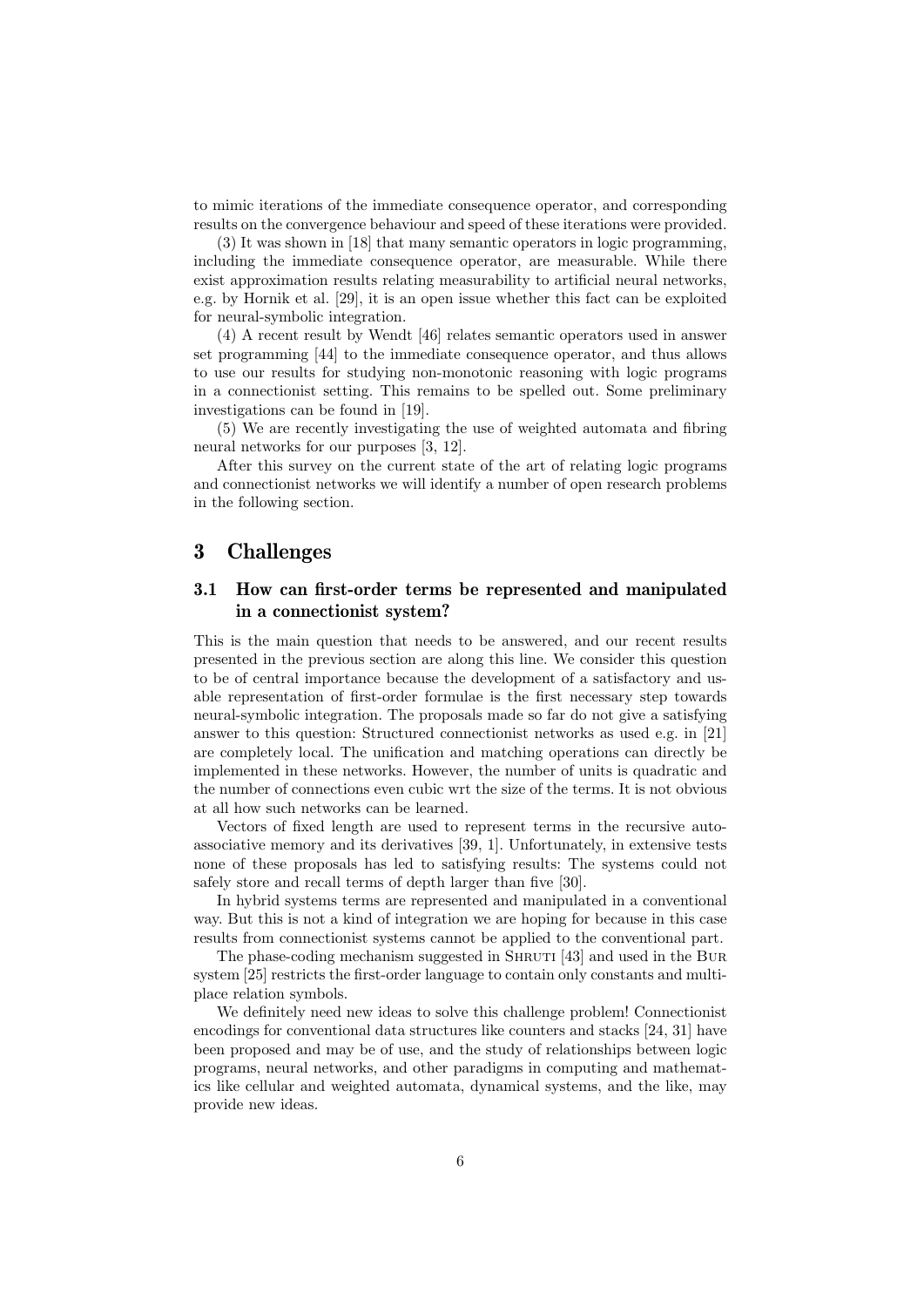to mimic iterations of the immediate consequence operator, and corresponding results on the convergence behaviour and speed of these iterations were provided.

(3) It was shown in [18] that many semantic operators in logic programming, including the immediate consequence operator, are measurable. While there exist approximation results relating measurability to artificial neural networks, e.g. by Hornik et al. [29], it is an open issue whether this fact can be exploited for neural-symbolic integration.

(4) A recent result by Wendt [46] relates semantic operators used in answer set programming [44] to the immediate consequence operator, and thus allows to use our results for studying non-monotonic reasoning with logic programs in a connectionist setting. This remains to be spelled out. Some preliminary investigations can be found in [19].

(5) We are recently investigating the use of weighted automata and fibring neural networks for our purposes [3, 12].

After this survey on the current state of the art of relating logic programs and connectionist networks we will identify a number of open research problems in the following section.

# 3 Challenges

## 3.1 How can first-order terms be represented and manipulated in a connectionist system?

This is the main question that needs to be answered, and our recent results presented in the previous section are along this line. We consider this question to be of central importance because the development of a satisfactory and usable representation of first-order formulae is the first necessary step towards neural-symbolic integration. The proposals made so far do not give a satisfying answer to this question: Structured connectionist networks as used e.g. in [21] are completely local. The unification and matching operations can directly be implemented in these networks. However, the number of units is quadratic and the number of connections even cubic wrt the size of the terms. It is not obvious at all how such networks can be learned.

Vectors of fixed length are used to represent terms in the recursive auto-associative memory and its derivatives [39, 1]. Unfortunately, in extensive tests none of these proposals has led to satisfying results: The systems could not safely store and recall terms of depth larger than five [30].

In hybrid systems terms are represented and manipulated in a conventional way. But this is not a kind of integration we are hoping for because in this case results from connectionist systems cannot be applied to the conventional part.

The phase-coding mechanism suggested in Shruti [43] and used in the Bur system [25] restricts the first-order language to contain only constants and multi-place relation symbols.

We definitely need new ideas to solve this challenge problem! Connectionist encodings for conventional data structures like counters and stacks [24, 31] have been proposed and may be of use, and the study of relationships between logic programs, neural networks, and other paradigms in computing and mathematics like cellular and weighted automata, dynamical systems, and the like, may provide new ideas.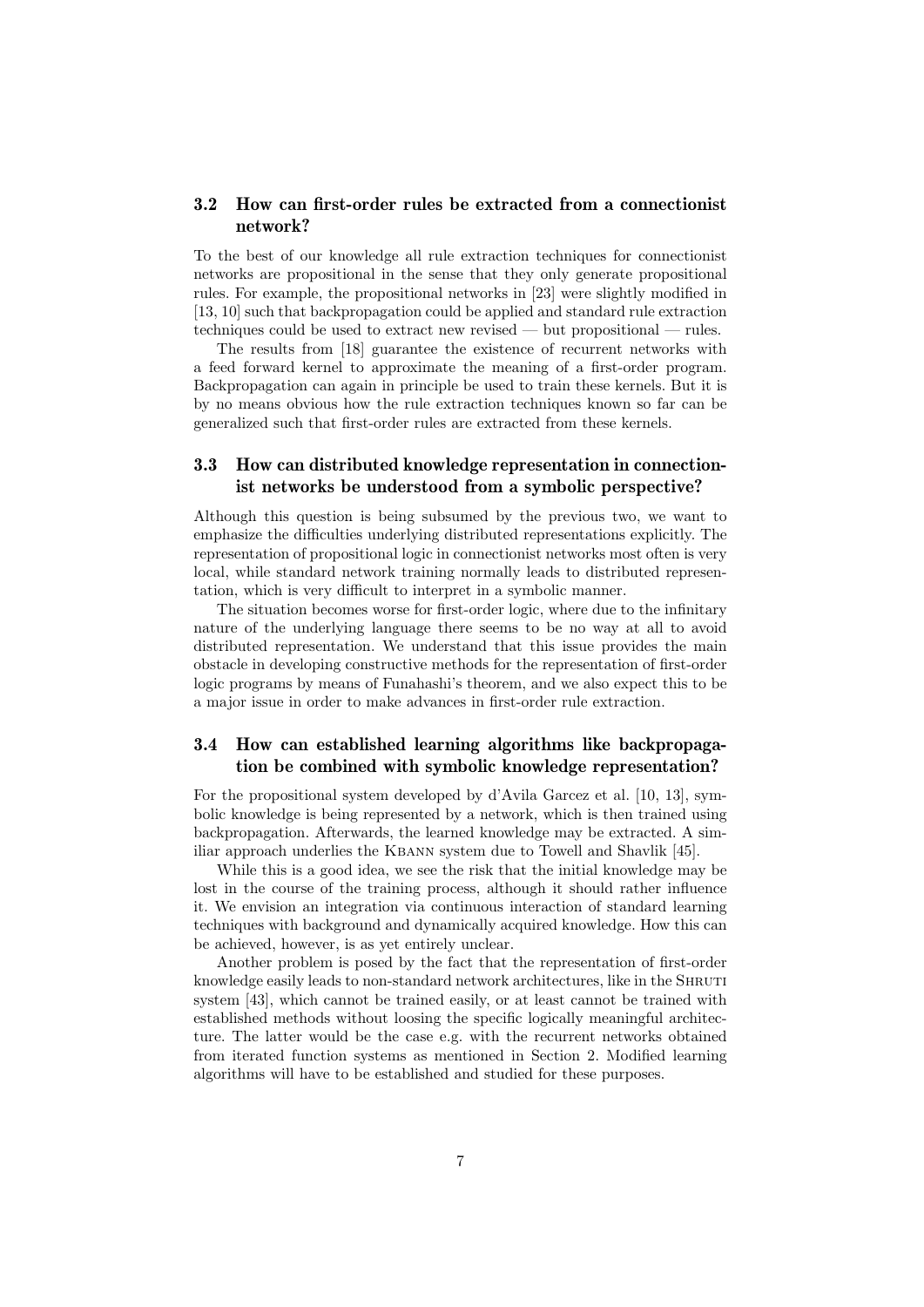### 3.2 How can first-order rules be extracted from a connectionist network?

To the best of our knowledge all rule extraction techniques for connectionist networks are propositional in the sense that they only generate propositional rules. For example, the propositional networks in [23] were slightly modified in [13, 10] such that backpropagation could be applied and standard rule extraction techniques could be used to extract new revised — but propositional — rules.

The results from [18] guarantee the existence of recurrent networks with a feed forward kernel to approximate the meaning of a first-order program. Backpropagation can again in principle be used to train these kernels. But it is by no means obvious how the rule extraction techniques known so far can be generalized such that first-order rules are extracted from these kernels.

### 3.3 How can distributed knowledge representation in connectionist networks be understood from a symbolic perspective?

Although this question is being subsumed by the previous two, we want to emphasize the difficulties underlying distributed representations explicitly. The representation of propositional logic in connectionist networks most often is very local, while standard network training normally leads to distributed representation, which is very difficult to interpret in a symbolic manner.

The situation becomes worse for first-order logic, where due to the infinitary nature of the underlying language there seems to be no way at all to avoid distributed representation. We understand that this issue provides the main obstacle in developing constructive methods for the representation of first-order logic programs by means of Funahashi's theorem, and we also expect this to be a major issue in order to make advances in first-order rule extraction.

### 3.4 How can established learning algorithms like backpropagation be combined with symbolic knowledge representation?

For the propositional system developed by d'Avila Garcez et al. [10, 13], symbolic knowledge is being represented by a network, which is then trained using backpropagation. Afterwards, the learned knowledge may be extracted. A similiar approach underlies the KBANN system due to Towell and Shavlik [45].

While this is a good idea, we see the risk that the initial knowledge may be lost in the course of the training process, although it should rather influence it. We envision an integration via continuous interaction of standard learning techniques with background and dynamically acquired knowledge. How this can be achieved, however, is as yet entirely unclear.

Another problem is posed by the fact that the representation of first-order knowledge easily leads to non-standard network architectures, like in the SHRUTI system [43], which cannot be trained easily, or at least cannot be trained with established methods without loosing the specific logically meaningful architecture. The latter would be the case e.g. with the recurrent networks obtained from iterated function systems as mentioned in Section 2. Modified learning algorithms will have to be established and studied for these purposes.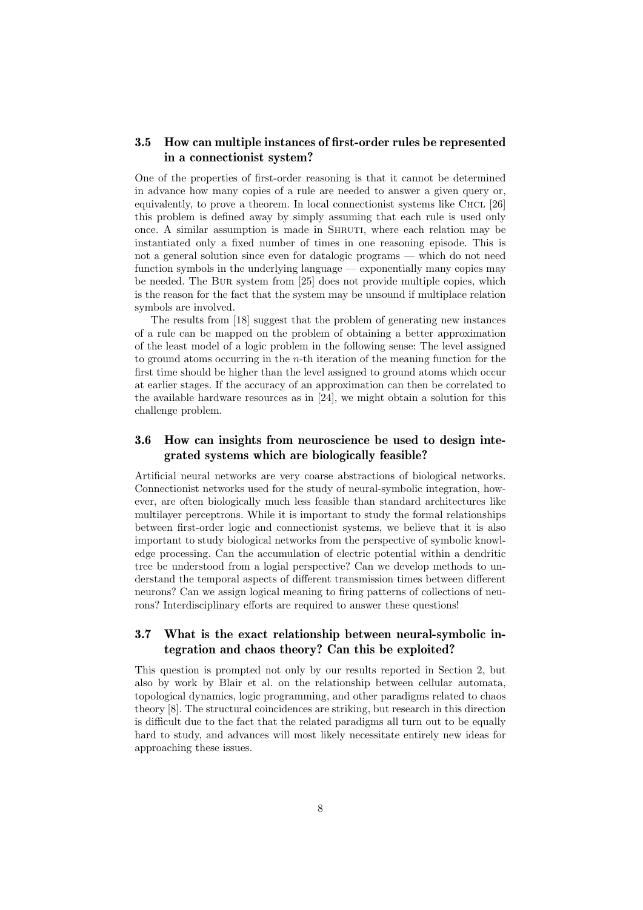### 3.5 How can multiple instances of first-order rules be represented in a connectionist system?

One of the properties of first-order reasoning is that it cannot be determined in advance how many copies of a rule are needed to answer a given query or, equivalently, to prove a theorem. In local connectionist systems like Chcl [26] this problem is defined away by simply assuming that each rule is used only once. A similar assumption is made in Shruti, where each relation may be instantiated only a fixed number of times in one reasoning episode. This is not a general solution since even for datalogic programs — which do not need function symbols in the underlying language — exponentially many copies may be needed. The Bur system from [25] does not provide multiple copies, which is the reason for the fact that the system may be unsound if multiplace relation symbols are involved.

The results from [18] suggest that the problem of generating new instances of a rule can be mapped on the problem of obtaining a better approximation of the least model of a logic problem in the following sense: The level assigned to ground atoms occurring in the $n$-th iteration of the meaning function for the first time should be higher than the level assigned to ground atoms which occur at earlier stages. If the accuracy of an approximation can then be correlated to the available hardware resources as in [24], we might obtain a solution for this challenge problem.

### 3.6 How can insights from neuroscience be used to design integrated systems which are biologically feasible?

Artificial neural networks are very coarse abstractions of biological networks. Connectionist networks used for the study of neural-symbolic integration, however, are often biologically much less feasible than standard architectures like multilayer perceptrons. While it is important to study the formal relationships between first-order logic and connectionist systems, we believe that it is also important to study biological networks from the perspective of symbolic knowledge processing. Can the accumulation of electric potential within a dendritic tree be understood from a logial perspective? Can we develop methods to understand the temporal aspects of different transmission times between different neurons? Can we assign logical meaning to firing patterns of collections of neurons? Interdisciplinary efforts are required to answer these questions!

### 3.7 What is the exact relationship between neural-symbolic integration and chaos theory? Can this be exploited?

This question is prompted not only by our results reported in Section 2, but also by work by Blair et al. on the relationship between cellular automata, topological dynamics, logic programming, and other paradigms related to chaos theory [8]. The structural coincidences are striking, but research in this direction is difficult due to the fact that the related paradigms all turn out to be equally hard to study, and advances will most likely necessitate entirely new ideas for approaching these issues.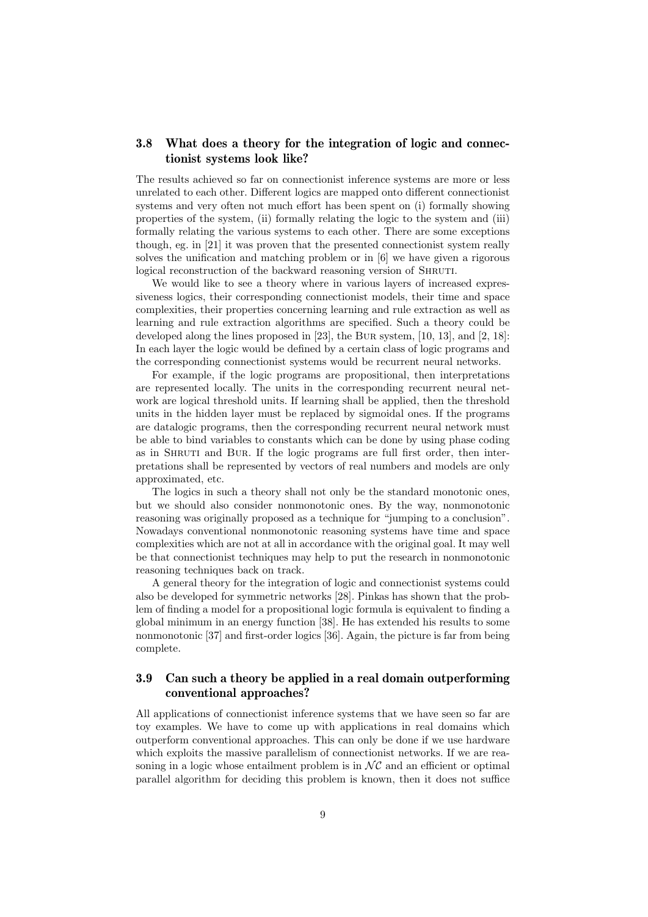### 3.8 What does a theory for the integration of logic and connectionist systems look like?

The results achieved so far on connectionist inference systems are more or less unrelated to each other. Different logics are mapped onto different connectionist systems and very often not much effort has been spent on (i) formally showing properties of the system, (ii) formally relating the logic to the system and (iii) formally relating the various systems to each other. There are some exceptions though, eg. in [21] it was proven that the presented connectionist system really solves the unification and matching problem or in [6] we have given a rigorous logical reconstruction of the backward reasoning version of Shruti.

We would like to see a theory where in various layers of increased expressiveness logics, their corresponding connectionist models, their time and space complexities, their properties concerning learning and rule extraction as well as learning and rule extraction algorithms are specified. Such a theory could be developed along the lines proposed in [23], the Bur system, [10, 13], and [2, 18]: In each layer the logic would be defined by a certain class of logic programs and the corresponding connectionist systems would be recurrent neural networks.

For example, if the logic programs are propositional, then interpretations are represented locally. The units in the corresponding recurrent neural network are logical threshold units. If learning shall be applied, then the threshold units in the hidden layer must be replaced by sigmoidal ones. If the programs are datalogic programs, then the corresponding recurrent neural network must be able to bind variables to constants which can be done by using phase coding as in Shruti and Bur. If the logic programs are full first order, then interpretations shall be represented by vectors of real numbers and models are only approximated, etc.

The logics in such a theory shall not only be the standard monotonic ones, but we should also consider nonmonotonic ones. By the way, nonmonotonic reasoning was originally proposed as a technique for "jumping to a conclusion". Nowadays conventional nonmonotonic reasoning systems have time and space complexities which are not at all in accordance with the original goal. It may well be that connectionist techniques may help to put the research in nonmonotonic reasoning techniques back on track.

A general theory for the integration of logic and connectionist systems could also be developed for symmetric networks [28]. Pinkas has shown that the problem of finding a model for a propositional logic formula is equivalent to finding a global minimum in an energy function [38]. He has extended his results to some nonmonotonic [37] and first-order logics [36]. Again, the picture is far from being complete.

### 3.9 Can such a theory be applied in a real domain outperforming conventional approaches?

All applications of connectionist inference systems that we have seen so far are toy examples. We have to come up with applications in real domains which outperform conventional approaches. This can only be done if we use hardware which exploits the massive parallelism of connectionist networks. If we are reasoning in a logic whose entailment problem is in $\mathcal{NC}$ and an efficient or optimal parallel algorithm for deciding this problem is known, then it does not suffice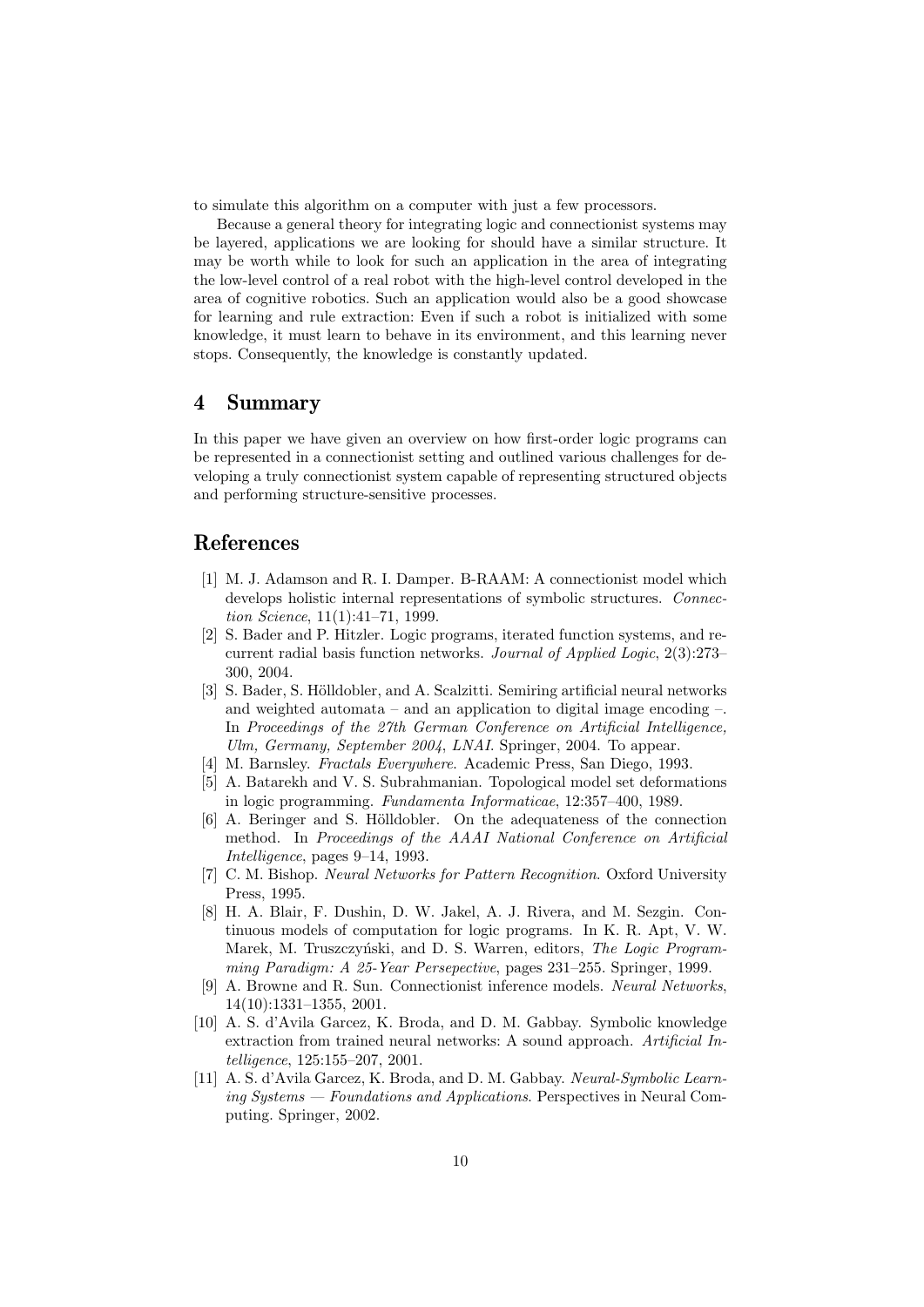to simulate this algorithm on a computer with just a few processors.

Because a general theory for integrating logic and connectionist systems may be layered, applications we are looking for should have a similar structure. It may be worth while to look for such an application in the area of integrating the low-level control of a real robot with the high-level control developed in the area of cognitive robotics. Such an application would also be a good showcase for learning and rule extraction: Even if such a robot is initialized with some knowledge, it must learn to behave in its environment, and this learning never stops. Consequently, the knowledge is constantly updated.

## 4 Summary

In this paper we have given an overview on how first-order logic programs can be represented in a connectionist setting and outlined various challenges for developing a truly connectionist system capable of representing structured objects and performing structure-sensitive processes.

## References

[1] M. J. Adamson and R. I. Damper. B-RAAM: A connectionist model which develops holistic internal representations of symbolic structures. *Connection Science*, 11(1):41–71, 1999.

[2] S. Bader and P. Hitzler. Logic programs, iterated function systems, and recurrent radial basis function networks. *Journal of Applied Logic*, 2(3):273–300, 2004.

[3] S. Bader, S. Hölldobler, and A. Scalzitti. Semiring artificial neural networks and weighted automata – and an application to digital image encoding –. In *Proceedings of the 27th German Conference on Artificial Intelligence, Ulm, Germany, September 2004, LNAI*. Springer, 2004. To appear.

[4] M. Barnsley. *Fractals Everywhere*. Academic Press, San Diego, 1993.

[5] A. Batarekh and V. S. Subrahmanian. Topological model set deformations in logic programming. *Fundamenta Informaticae*, 12:357–400, 1989.

[6] A. Beringer and S. Hölldobler. On the adequateness of the connection method. In *Proceedings of the AAAI National Conference on Artificial Intelligence*, pages 9–14, 1993.

[7] C. M. Bishop. *Neural Networks for Pattern Recognition*. Oxford University Press, 1995.

[8] H. A. Blair, F. Dushin, D. W. Jakel, A. J. Rivera, and M. Sezgin. Continuous models of computation for logic programs. In K. R. Apt, V. W. Marek, M. Truszczyński, and D. S. Warren, editors, *The Logic Programming Paradigm: A 25-Year Persepective*, pages 231–255. Springer, 1999.

[9] A. Browne and R. Sun. Connectionist inference models. *Neural Networks*, 14(10):1331–1355, 2001.

[10] A. S. d'Avila Garcez, K. Broda, and D. M. Gabbay. Symbolic knowledge extraction from trained neural networks: A sound approach. *Artificial Intelligence*, 125:155–207, 2001.

[11] A. S. d'Avila Garcez, K. Broda, and D. M. Gabbay. *Neural-Symbolic Learning Systems — Foundations and Applications*. Perspectives in Neural Computing. Springer, 2002.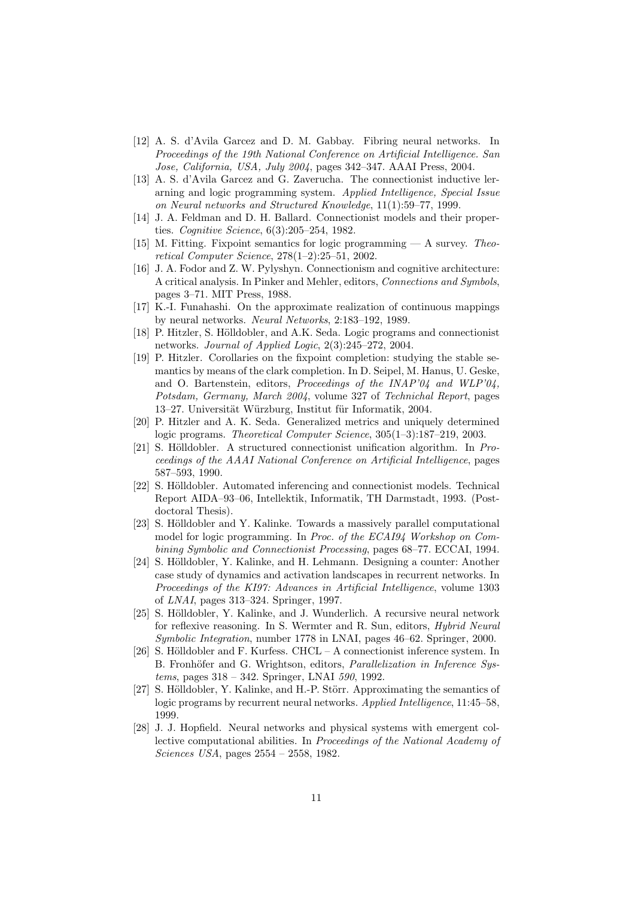[12] A. S. d'Avila Garcez and D. M. Gabbay. Fibring neural networks. In *Proceedings of the 19th National Conference on Artificial Intelligence. San Jose, California, USA, July 2004*, pages 342–347. AAAI Press, 2004.

[13] A. S. d'Avila Garcez and G. Zaverucha. The connectionist inductive lerarning and logic programming system. *Applied Intelligence, Special Issue on Neural networks and Structured Knowledge*, 11(1):59–77, 1999.

[14] J. A. Feldman and D. H. Ballard. Connectionist models and their properties. *Cognitive Science*, 6(3):205–254, 1982.

[15] M. Fitting. Fixpoint semantics for logic programming — A survey. *Theoretical Computer Science*, 278(1–2):25–51, 2002.

[16] J. A. Fodor and Z. W. Pylyshyn. Connectionism and cognitive architecture: A critical analysis. In Pinker and Mehler, editors, *Connections and Symbols*, pages 3–71. MIT Press, 1988.

[17] K.-I. Funahashi. On the approximate realization of continuous mappings by neural networks. *Neural Networks*, 2:183–192, 1989.

[18] P. Hitzler, S. Hölldobler, and A.K. Seda. Logic programs and connectionist networks. *Journal of Applied Logic*, 2(3):245–272, 2004.

[19] P. Hitzler. Corollaries on the fixpoint completion: studying the stable semantics by means of the clark completion. In D. Seipel, M. Hanus, U. Geske, and O. Bartenstein, editors, *Proceedings of the INAP'04 and WLP'04, Potsdam, Germany, March 2004*, volume 327 of *Technichal Report*, pages 13–27. Universität Würzburg, Institut für Informatik, 2004.

[20] P. Hitzler and A. K. Seda. Generalized metrics and uniquely determined logic programs. *Theoretical Computer Science*, 305(1–3):187–219, 2003.

[21] S. Hölldobler. A structured connectionist unification algorithm. In *Proceedings of the AAAI National Conference on Artificial Intelligence*, pages 587–593, 1990.

[22] S. Hölldobler. Automated inferencing and connectionist models. Technical Report AIDA–93–06, Intellektik, Informatik, TH Darmstadt, 1993. (Postdoctoral Thesis).

[23] S. Hölldobler and Y. Kalinke. Towards a massively parallel computational model for logic programming. In *Proc. of the ECAI94 Workshop on Combining Symbolic and Connectionist Processing*, pages 68–77. ECCAI, 1994.

[24] S. Hölldobler, Y. Kalinke, and H. Lehmann. Designing a counter: Another case study of dynamics and activation landscapes in recurrent networks. In *Proceedings of the KI97: Advances in Artificial Intelligence*, volume 1303 of *LNAI*, pages 313–324. Springer, 1997.

[25] S. Hölldobler, Y. Kalinke, and J. Wunderlich. A recursive neural network for reflexive reasoning. In S. Wermter and R. Sun, editors, *Hybrid Neural Symbolic Integration*, number 1778 in LNAI, pages 46–62. Springer, 2000.

[26] S. Hölldobler and F. Kurfess. CHCL – A connectionist inference system. In B. Fronhöfer and G. Wrightson, editors, *Parallelization in Inference Systems*, pages 318 – 342. Springer, LNAI *590*, 1992.

[27] S. Hölldobler, Y. Kalinke, and H.-P. Störr. Approximating the semantics of logic programs by recurrent neural networks. *Applied Intelligence*, 11:45–58, 1999.

[28] J. J. Hopfield. Neural networks and physical systems with emergent collective computational abilities. In *Proceedings of the National Academy of Sciences USA*, pages 2554 – 2558, 1982.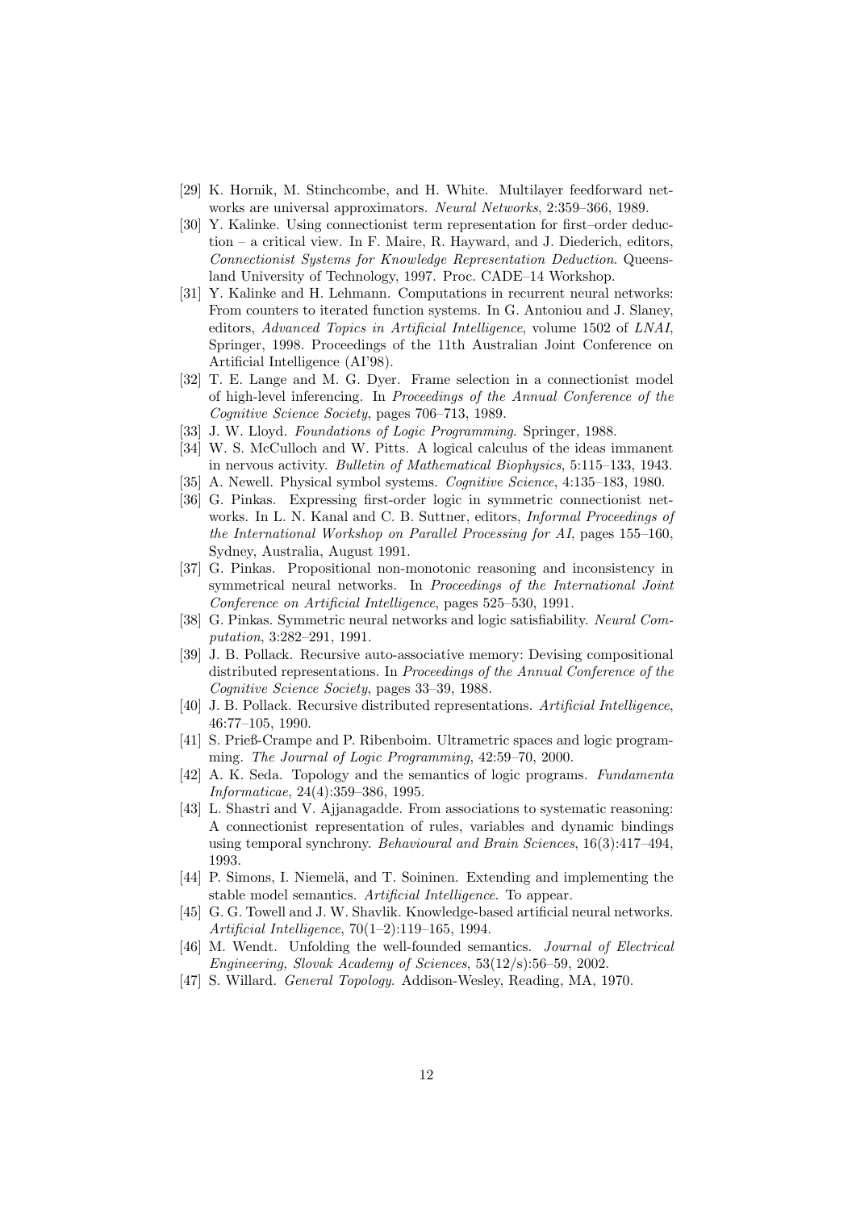[29] K. Hornik, M. Stinchcombe, and H. White. Multilayer feedforward networks are universal approximators. *Neural Networks*, 2:359–366, 1989.

[30] Y. Kalinke. Using connectionist term representation for first–order deduction – a critical view. In F. Maire, R. Hayward, and J. Diederich, editors, *Connectionist Systems for Knowledge Representation Deduction*. Queensland University of Technology, 1997. Proc. CADE–14 Workshop.

[31] Y. Kalinke and H. Lehmann. Computations in recurrent neural networks: From counters to iterated function systems. In G. Antoniou and J. Slaney, editors, *Advanced Topics in Artificial Intelligence*, volume 1502 of *LNAI*, Springer, 1998. Proceedings of the 11th Australian Joint Conference on Artificial Intelligence (AI'98).

[32] T. E. Lange and M. G. Dyer. Frame selection in a connectionist model of high-level inferencing. In *Proceedings of the Annual Conference of the Cognitive Science Society*, pages 706–713, 1989.

[33] J. W. Lloyd. *Foundations of Logic Programming*. Springer, 1988.

[34] W. S. McCulloch and W. Pitts. A logical calculus of the ideas immanent in nervous activity. *Bulletin of Mathematical Biophysics*, 5:115–133, 1943.

[35] A. Newell. Physical symbol systems. *Cognitive Science*, 4:135–183, 1980.

[36] G. Pinkas. Expressing first-order logic in symmetric connectionist networks. In L. N. Kanal and C. B. Suttner, editors, *Informal Proceedings of the International Workshop on Parallel Processing for AI*, pages 155–160, Sydney, Australia, August 1991.

[37] G. Pinkas. Propositional non-monotonic reasoning and inconsistency in symmetrical neural networks. In *Proceedings of the International Joint Conference on Artificial Intelligence*, pages 525–530, 1991.

[38] G. Pinkas. Symmetric neural networks and logic satisfiability. *Neural Computation*, 3:282–291, 1991.

[39] J. B. Pollack. Recursive auto-associative memory: Devising compositional distributed representations. In *Proceedings of the Annual Conference of the Cognitive Science Society*, pages 33–39, 1988.

[40] J. B. Pollack. Recursive distributed representations. *Artificial Intelligence*, 46:77–105, 1990.

[41] S. Prieß-Crampe and P. Ribenboim. Ultrametric spaces and logic programming. *The Journal of Logic Programming*, 42:59–70, 2000.

[42] A. K. Seda. Topology and the semantics of logic programs. *Fundamenta Informaticae*, 24(4):359–386, 1995.

[43] L. Shastri and V. Ajjanagadde. From associations to systematic reasoning: A connectionist representation of rules, variables and dynamic bindings using temporal synchrony. *Behavioural and Brain Sciences*, 16(3):417–494, 1993.

[44] P. Simons, I. Niemelä, and T. Soininen. Extending and implementing the stable model semantics. *Artificial Intelligence*. To appear.

[45] G. G. Towell and J. W. Shavlik. Knowledge-based artificial neural networks. *Artificial Intelligence*, 70(1–2):119–165, 1994.

[46] M. Wendt. Unfolding the well-founded semantics. *Journal of Electrical Engineering, Slovak Academy of Sciences*, 53(12/s):56–59, 2002.

[47] S. Willard. *General Topology*. Addison-Wesley, Reading, MA, 1970.